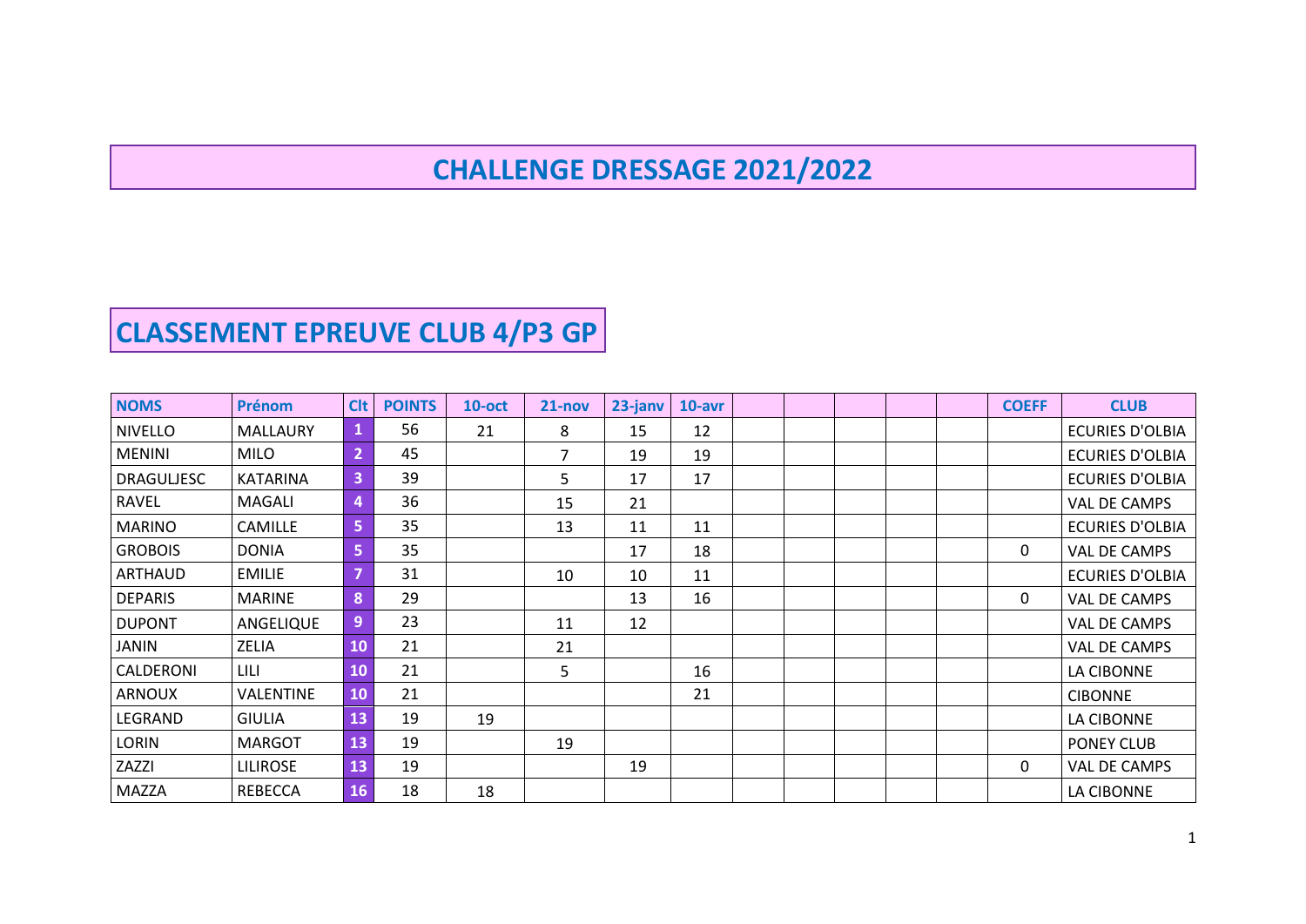# CHALLENGE DRESSAGE 2021/2022

## CLASSEMENT EPREUVE CLUB 4/P3 GP

| NOMS | Prénom | Clt | POINTS | 10-oct | 21-nov | 23-janv | 10-avr | | | | | | COEFF | CLUB |
|---|---|---|---|---|---|---|---|---|---|---|---|---|---|---|
| NIVELLO | MALLAURY | 1 | 56 | 21 | 8 | 15 | 12 | | | | | | | ECURIES D'OLBIA |
| MENINI | MILO | 2 | 45 | | 7 | 19 | 19 | | | | | | | ECURIES D'OLBIA |
| DRAGULJESC | KATARINA | 3 | 39 | | 5 | 17 | 17 | | | | | | | ECURIES D'OLBIA |
| RAVEL | MAGALI | 4 | 36 | | 15 | 21 | | | | | | | | VAL DE CAMPS |
| MARINO | CAMILLE | 5 | 35 | | 13 | 11 | 11 | | | | | | | ECURIES D'OLBIA |
| GROBOIS | DONIA | 5 | 35 | | | 17 | 18 | | | | | | 0 | VAL DE CAMPS |
| ARTHAUD | EMILIE | 7 | 31 | | 10 | 10 | 11 | | | | | | | ECURIES D'OLBIA |
| DEPARIS | MARINE | 8 | 29 | | | 13 | 16 | | | | | | 0 | VAL DE CAMPS |
| DUPONT | ANGELIQUE | 9 | 23 | | 11 | 12 | | | | | | | | VAL DE CAMPS |
| JANIN | ZELIA | 10 | 21 | | 21 | | | | | | | | | VAL DE CAMPS |
| CALDERONI | LILI | 10 | 21 | | 5 | | 16 | | | | | | | LA CIBONNE |
| ARNOUX | VALENTINE | 10 | 21 | | | | 21 | | | | | | | CIBONNE |
| LEGRAND | GIULIA | 13 | 19 | 19 | | | | | | | | | | LA CIBONNE |
| LORIN | MARGOT | 13 | 19 | | 19 | | | | | | | | | PONEY CLUB |
| ZAZZI | LILIROSE | 13 | 19 | | | 19 | | | | | | | 0 | VAL DE CAMPS |
| MAZZA | REBECCA | 16 | 18 | 18 | | | | | | | | | | LA CIBONNE |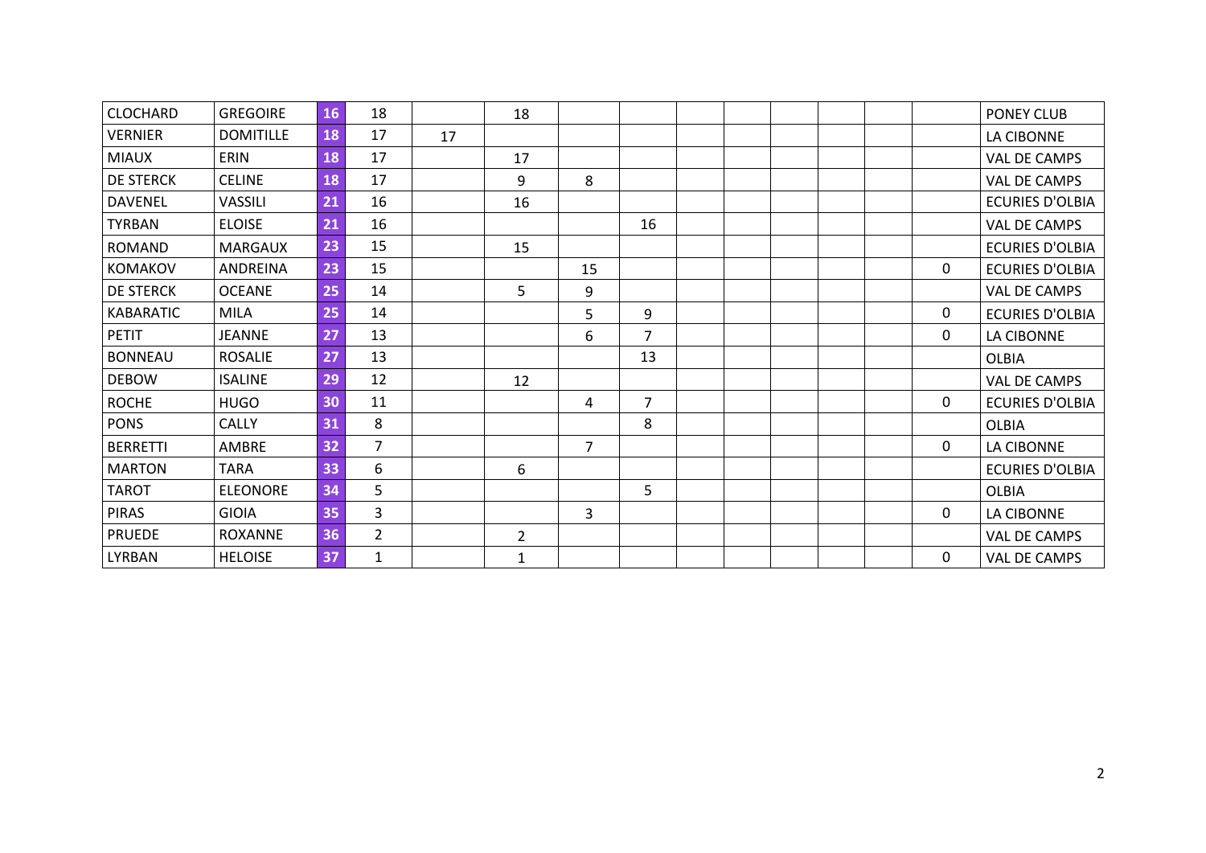| | | | | | | | | | | | | | | |
|---|---|---|---|---|---|---|---|---|---|---|---|---|---|---|
| CLOCHARD | GREGOIRE | 16 | 18 | | 18 | | | | | | | | | PONEY CLUB |
| VERNIER | DOMITILLE | 18 | 17 | 17 | | | | | | | | | | LA CIBONNE |
| MIAUX | ERIN | 18 | 17 | | 17 | | | | | | | | | VAL DE CAMPS |
| DE STERCK | CELINE | 18 | 17 | | 9 | 8 | | | | | | | | VAL DE CAMPS |
| DAVENEL | VASSILI | 21 | 16 | | 16 | | | | | | | | | ECURIES D'OLBIA |
| TYRBAN | ELOISE | 21 | 16 | | | | 16 | | | | | | | VAL DE CAMPS |
| ROMAND | MARGAUX | 23 | 15 | | 15 | | | | | | | | | ECURIES D'OLBIA |
| KOMAKOV | ANDREINA | 23 | 15 | | | 15 | | | | | | | 0 | ECURIES D'OLBIA |
| DE STERCK | OCEANE | 25 | 14 | | 5 | 9 | | | | | | | | VAL DE CAMPS |
| KABARATIC | MILA | 25 | 14 | | | 5 | 9 | | | | | | 0 | ECURIES D'OLBIA |
| PETIT | JEANNE | 27 | 13 | | | 6 | 7 | | | | | | 0 | LA CIBONNE |
| BONNEAU | ROSALIE | 27 | 13 | | | | 13 | | | | | | | OLBIA |
| DEBOW | ISALINE | 29 | 12 | | 12 | | | | | | | | | VAL DE CAMPS |
| ROCHE | HUGO | 30 | 11 | | | 4 | 7 | | | | | | 0 | ECURIES D'OLBIA |
| PONS | CALLY | 31 | 8 | | | | 8 | | | | | | | OLBIA |
| BERRETTI | AMBRE | 32 | 7 | | | 7 | | | | | | | 0 | LA CIBONNE |
| MARTON | TARA | 33 | 6 | | 6 | | | | | | | | | ECURIES D'OLBIA |
| TAROT | ELEONORE | 34 | 5 | | | | 5 | | | | | | | OLBIA |
| PIRAS | GIOIA | 35 | 3 | | | 3 | | | | | | | 0 | LA CIBONNE |
| PRUEDE | ROXANNE | 36 | 2 | | 2 | | | | | | | | | VAL DE CAMPS |
| LYRBAN | HELOISE | 37 | 1 | | 1 | | | | | | | | 0 | VAL DE CAMPS |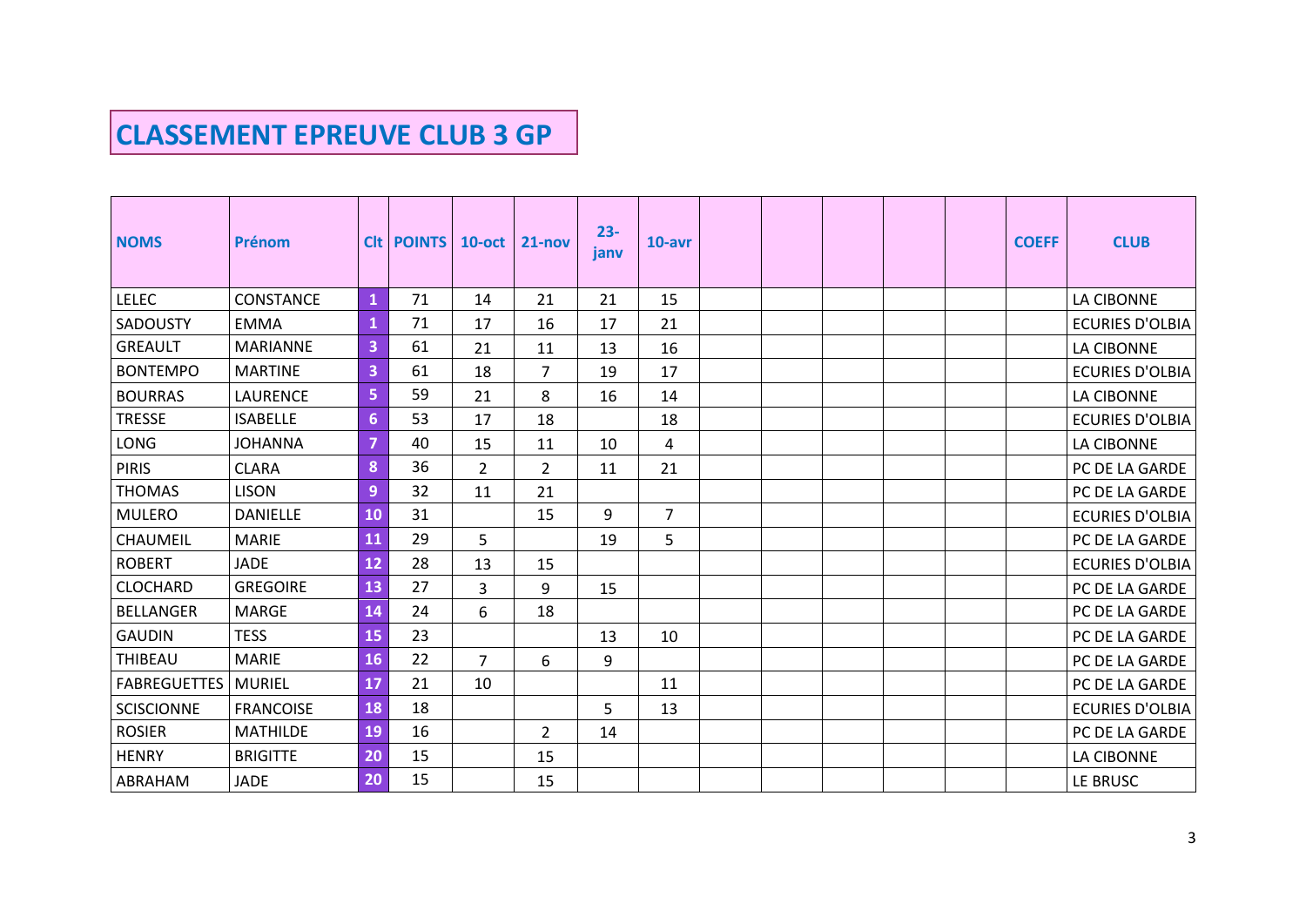# CLASSEMENT EPREUVE CLUB 3 GP

| NOMS | Prénom | Clt | POINTS | 10-oct | 21-nov | 23-janv | 10-avr | | | | | | COEFF | CLUB |
|---|---|---|---|---|---|---|---|---|---|---|---|---|---|---|
| LELEC | CONSTANCE | 1 | 71 | 14 | 21 | 21 | 15 | | | | | | | LA CIBONNE |
| SADOUSTY | EMMA | 1 | 71 | 17 | 16 | 17 | 21 | | | | | | | ECURIES D'OLBIA |
| GREAULT | MARIANNE | 3 | 61 | 21 | 11 | 13 | 16 | | | | | | | LA CIBONNE |
| BONTEMPO | MARTINE | 3 | 61 | 18 | 7 | 19 | 17 | | | | | | | ECURIES D'OLBIA |
| BOURRAS | LAURENCE | 5 | 59 | 21 | 8 | 16 | 14 | | | | | | | LA CIBONNE |
| TRESSE | ISABELLE | 6 | 53 | 17 | 18 | | 18 | | | | | | | ECURIES D'OLBIA |
| LONG | JOHANNA | 7 | 40 | 15 | 11 | 10 | 4 | | | | | | | LA CIBONNE |
| PIRIS | CLARA | 8 | 36 | 2 | 2 | 11 | 21 | | | | | | | PC DE LA GARDE |
| THOMAS | LISON | 9 | 32 | 11 | 21 | | | | | | | | | PC DE LA GARDE |
| MULERO | DANIELLE | 10 | 31 | | 15 | 9 | 7 | | | | | | | ECURIES D'OLBIA |
| CHAUMEIL | MARIE | 11 | 29 | 5 | | 19 | 5 | | | | | | | PC DE LA GARDE |
| ROBERT | JADE | 12 | 28 | 13 | 15 | | | | | | | | | ECURIES D'OLBIA |
| CLOCHARD | GREGOIRE | 13 | 27 | 3 | 9 | 15 | | | | | | | | PC DE LA GARDE |
| BELLANGER | MARGE | 14 | 24 | 6 | 18 | | | | | | | | | PC DE LA GARDE |
| GAUDIN | TESS | 15 | 23 | | | 13 | 10 | | | | | | | PC DE LA GARDE |
| THIBEAU | MARIE | 16 | 22 | 7 | 6 | 9 | | | | | | | | PC DE LA GARDE |
| FABREGUETTES | MURIEL | 17 | 21 | 10 | | | 11 | | | | | | | PC DE LA GARDE |
| SCISCIONNE | FRANCOISE | 18 | 18 | | | 5 | 13 | | | | | | | ECURIES D'OLBIA |
| ROSIER | MATHILDE | 19 | 16 | | 2 | 14 | | | | | | | | PC DE LA GARDE |
| HENRY | BRIGITTE | 20 | 15 | | 15 | | | | | | | | | LA CIBONNE |
| ABRAHAM | JADE | 20 | 15 | | 15 | | | | | | | | | LE BRUSC |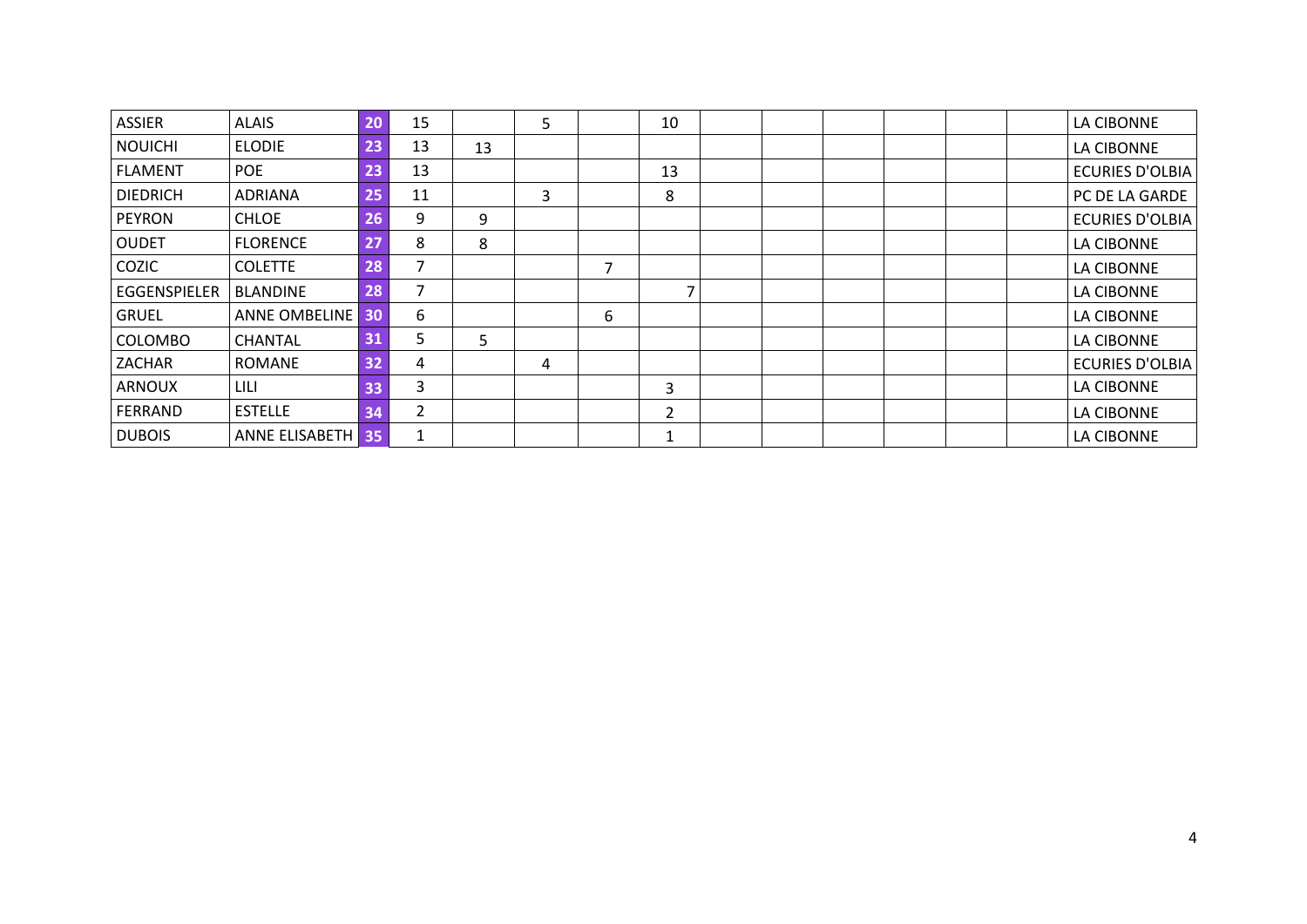| | | | | | | | | | | | | | | |
|---|---|---|---|---|---|---|---|---|---|---|---|---|---|---|
| ASSIER | ALAIS | 20 | 15 | | 5 | | 10 | | | | | | | LA CIBONNE |
| NOUICHI | ELODIE | 23 | 13 | 13 | | | | | | | | | | LA CIBONNE |
| FLAMENT | POE | 23 | 13 | | | | 13 | | | | | | | ECURIES D'OLBIA |
| DIEDRICH | ADRIANA | 25 | 11 | | 3 | | 8 | | | | | | | PC DE LA GARDE |
| PEYRON | CHLOE | 26 | 9 | 9 | | | | | | | | | | ECURIES D'OLBIA |
| OUDET | FLORENCE | 27 | 8 | 8 | | | | | | | | | | LA CIBONNE |
| COZIC | COLETTE | 28 | 7 | | | 7 | | | | | | | | LA CIBONNE |
| EGGENSPIELER | BLANDINE | 28 | 7 | | | | 7 | | | | | | | LA CIBONNE |
| GRUEL | ANNE OMBELINE | 30 | 6 | | | 6 | | | | | | | | LA CIBONNE |
| COLOMBO | CHANTAL | 31 | 5 | 5 | | | | | | | | | | LA CIBONNE |
| ZACHAR | ROMANE | 32 | 4 | | 4 | | | | | | | | | ECURIES D'OLBIA |
| ARNOUX | LILI | 33 | 3 | | | | 3 | | | | | | | LA CIBONNE |
| FERRAND | ESTELLE | 34 | 2 | | | | 2 | | | | | | | LA CIBONNE |
| DUBOIS | ANNE ELISABETH | 35 | 1 | | | | 1 | | | | | | | LA CIBONNE |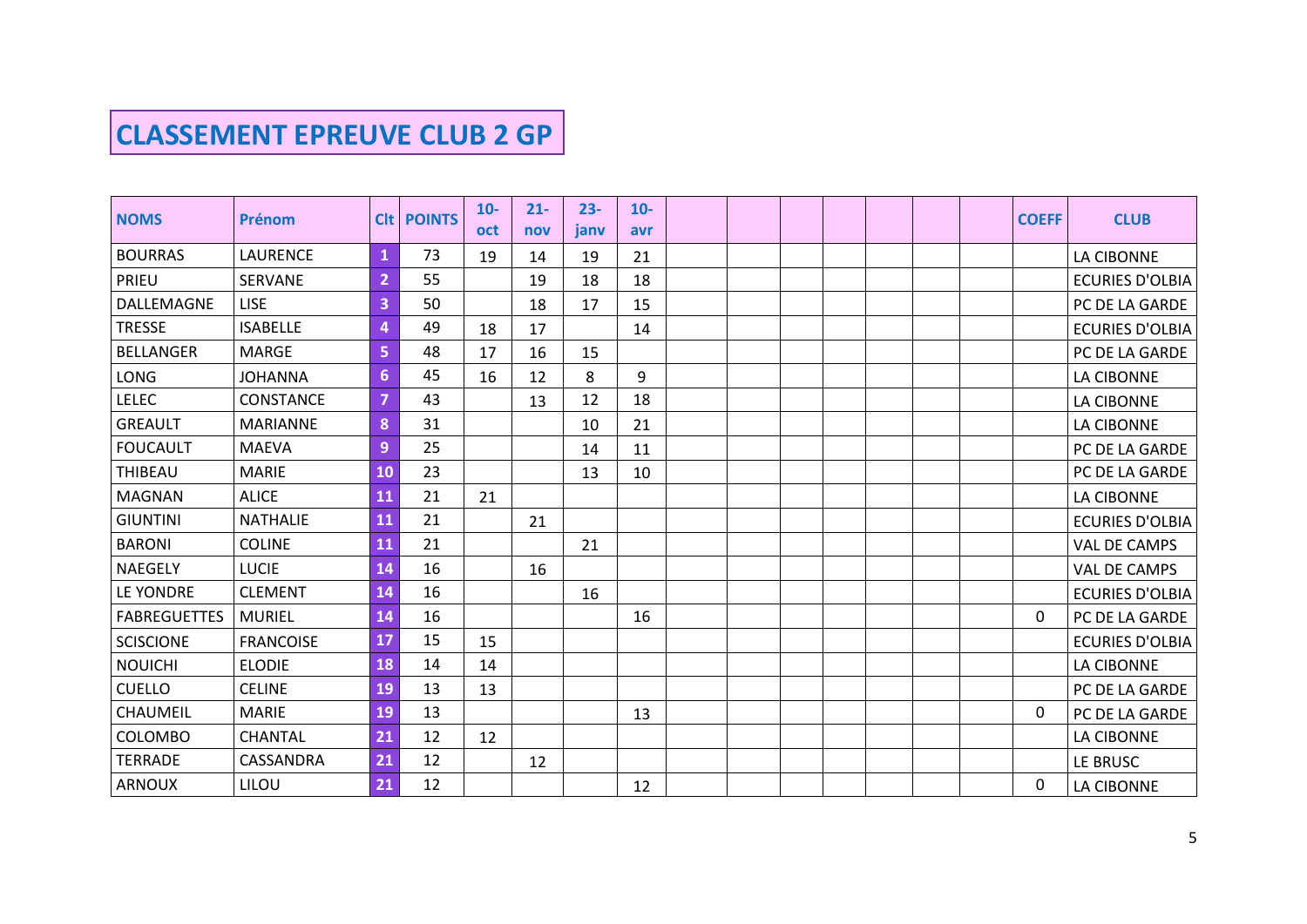# CLASSEMENT EPREUVE CLUB 2 GP

| NOMS | Prénom | Clt | POINTS | 10-oct | 21-nov | 23-janv | 10-avr | | | | | | | | COEFF | CLUB |
|---|---|---|---|---|---|---|---|---|---|---|---|---|---|---|---|---|
| BOURRAS | LAURENCE | 1 | 73 | 19 | 14 | 19 | 21 | | | | | | | | | LA CIBONNE |
| PRIEU | SERVANE | 2 | 55 | | 19 | 18 | 18 | | | | | | | | | ECURIES D'OLBIA |
| DALLEMAGNE | LISE | 3 | 50 | | 18 | 17 | 15 | | | | | | | | | PC DE LA GARDE |
| TRESSE | ISABELLE | 4 | 49 | 18 | 17 | | 14 | | | | | | | | | ECURIES D'OLBIA |
| BELLANGER | MARGE | 5 | 48 | 17 | 16 | 15 | | | | | | | | | | PC DE LA GARDE |
| LONG | JOHANNA | 6 | 45 | 16 | 12 | 8 | 9 | | | | | | | | | LA CIBONNE |
| LELEC | CONSTANCE | 7 | 43 | | 13 | 12 | 18 | | | | | | | | | LA CIBONNE |
| GREAULT | MARIANNE | 8 | 31 | | | 10 | 21 | | | | | | | | | LA CIBONNE |
| FOUCAULT | MAEVA | 9 | 25 | | | 14 | 11 | | | | | | | | | PC DE LA GARDE |
| THIBEAU | MARIE | 10 | 23 | | | 13 | 10 | | | | | | | | | PC DE LA GARDE |
| MAGNAN | ALICE | 11 | 21 | 21 | | | | | | | | | | | | LA CIBONNE |
| GIUNTINI | NATHALIE | 11 | 21 | | 21 | | | | | | | | | | | ECURIES D'OLBIA |
| BARONI | COLINE | 11 | 21 | | | 21 | | | | | | | | | | VAL DE CAMPS |
| NAEGELY | LUCIE | 14 | 16 | | 16 | | | | | | | | | | | VAL DE CAMPS |
| LE YONDRE | CLEMENT | 14 | 16 | | | 16 | | | | | | | | | | ECURIES D'OLBIA |
| FABREGUETTES | MURIEL | 14 | 16 | | | | 16 | | | | | | | | 0 | PC DE LA GARDE |
| SCISCIONE | FRANCOISE | 17 | 15 | 15 | | | | | | | | | | | | ECURIES D'OLBIA |
| NOUICHI | ELODIE | 18 | 14 | 14 | | | | | | | | | | | | LA CIBONNE |
| CUELLO | CELINE | 19 | 13 | 13 | | | | | | | | | | | | PC DE LA GARDE |
| CHAUMEIL | MARIE | 19 | 13 | | | | 13 | | | | | | | | 0 | PC DE LA GARDE |
| COLOMBO | CHANTAL | 21 | 12 | 12 | | | | | | | | | | | | LA CIBONNE |
| TERRADE | CASSANDRA | 21 | 12 | | 12 | | | | | | | | | | | LE BRUSC |
| ARNOUX | LILOU | 21 | 12 | | | | 12 | | | | | | | | 0 | LA CIBONNE |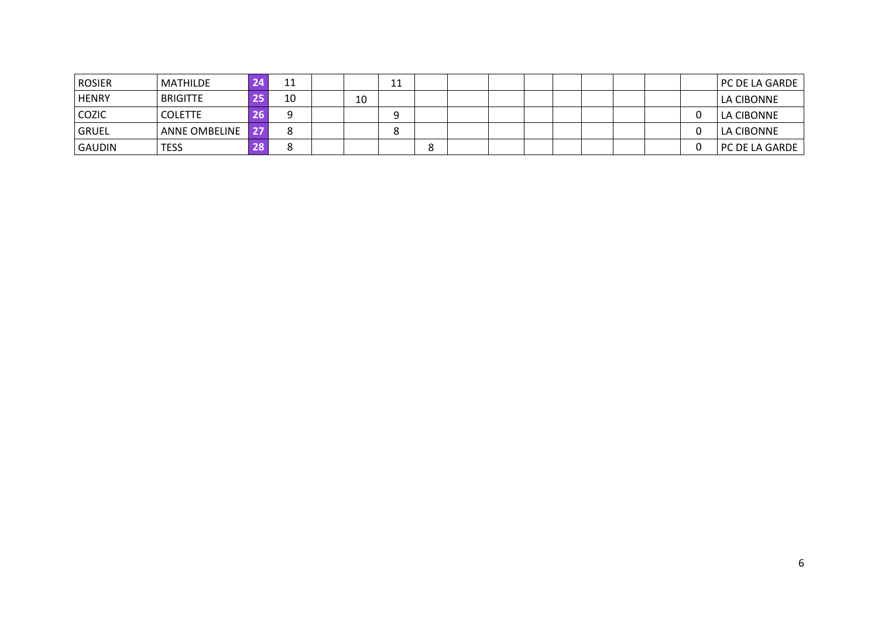| | | | | | | | | | | | | | | | | |
|---|---|---|---|---|---|---|---|---|---|---|---|---|---|---|---|---|
| ROSIER | MATHILDE | 24 | 11 | | | 11 | | | | | | | | | | PC DE LA GARDE |
| HENRY | BRIGITTE | 25 | 10 | | 10 | | | | | | | | | | | LA CIBONNE |
| COZIC | COLETTE | 26 | 9 | | | 9 | | | | | | | | | 0 | LA CIBONNE |
| GRUEL | ANNE OMBELINE | 27 | 8 | | | 8 | | | | | | | | | 0 | LA CIBONNE |
| GAUDIN | TESS | 28 | 8 | | | | 8 | | | | | | | | 0 | PC DE LA GARDE |